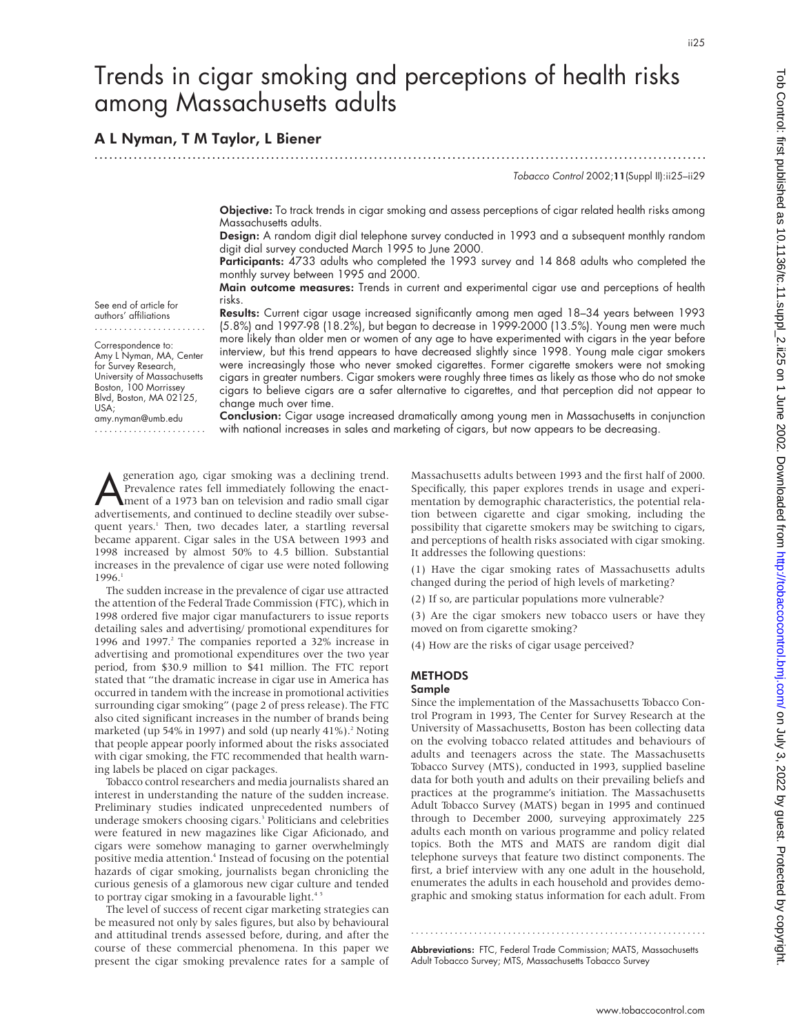# Trends in cigar smoking and perceptions of health risks among Massachusetts adults

## A L Nyman, T M Taylor, L Biener

See end of article for authors' affiliations

Correspondence to: Amy L Nyman, MA, Center for Survey Research, University of Massachusetts Boston, 100 Morrissey Blvd, Boston, MA 02125, USA; amy.nyman@umb.edu

**Objective:** To track trends in cigar smoking and assess perceptions of cigar related health risks among Massachusetts adults.

**Design:** A random digit dial telephone survey conducted in 1993 and a subsequent monthly random digit dial survey conducted March 1995 to June 2000.

**Participants:** 4733 adults who completed the 1993 survey and 14 868 adults who completed the monthly survey between 1995 and 2000.

**Main outcome measures:** Trends in current and experimental cigar use and perceptions of health risks.

**Results:** Current cigar usage increased significantly among men aged 18–34 years between 1993 (5.8%) and 1997-98 (18.2%), but began to decrease in 1999-2000 (13.5%). Young men were much more likely than older men or women of any age to have experimented with cigars in the year before interview, but this trend appears to have decreased slightly since 1998. Young male cigar smokers were increasingly those who never smoked cigarettes. Former cigarette smokers were not smoking cigars in greater numbers. Cigar smokers were roughly three times as likely as those who do not smoke cigars to believe cigars are a safer alternative to cigarettes, and that perception did not appear to change much over time.

**Conclusion:** Cigar usage increased dramatically among young men in Massachusetts in conjunction with national increases in sales and marketing of cigars, but now appears to be decreasing.

A generation ago, cigar smoking was a declining trend. Prevalence rates fell immediately following the enactment of a 1973 ban on television and radio small cigar advertisements, and continued to decline steadily over subsequent years.[1] Then, two decades later, a startling reversal became apparent. Cigar sales in the USA between 1993 and 1998 increased by almost 50% to 4.5 billion. Substantial increases in the prevalence of cigar use were noted following 1996.[1]

The sudden increase in the prevalence of cigar use attracted the attention of the Federal Trade Commission (FTC), which in 1998 ordered five major cigar manufacturers to issue reports detailing sales and advertising/ promotional expenditures for 1996 and 1997.[2] The companies reported a 32% increase in advertising and promotional expenditures over the two year period, from $30.9 million to $41 million. The FTC report stated that "the dramatic increase in cigar use in America has occurred in tandem with the increase in promotional activities surrounding cigar smoking" (page 2 of press release). The FTC also cited significant increases in the number of brands being marketed (up 54% in 1997) and sold (up nearly 41%).[2] Noting that people appear poorly informed about the risks associated with cigar smoking, the FTC recommended that health warning labels be placed on cigar packages.

Tobacco control researchers and media journalists shared an interest in understanding the nature of the sudden increase. Preliminary studies indicated unprecedented numbers of underage smokers choosing cigars.[3] Politicians and celebrities were featured in new magazines like Cigar Aficionado, and cigars were somehow managing to garner overwhelmingly positive media attention.[4] Instead of focusing on the potential hazards of cigar smoking, journalists began chronicling the curious genesis of a glamorous new cigar culture and tended to portray cigar smoking in a favourable light.[4,5]

The level of success of recent cigar marketing strategies can be measured not only by sales figures, but also by behavioural and attitudinal trends assessed before, during, and after the course of these commercial phenomena. In this paper we present the cigar smoking prevalence rates for a sample of Massachusetts adults between 1993 and the first half of 2000. Specifically, this paper explores trends in usage and experimentation by demographic characteristics, the potential relation between cigarette and cigar smoking, including the possibility that cigarette smokers may be switching to cigars, and perceptions of health risks associated with cigar smoking. It addresses the following questions:

(1) Have the cigar smoking rates of Massachusetts adults changed during the period of high levels of marketing?

(2) If so, are particular populations more vulnerable?

(3) Are the cigar smokers new tobacco users or have they moved on from cigarette smoking?

(4) How are the risks of cigar usage perceived?

## METHODS

### Sample

Since the implementation of the Massachusetts Tobacco Control Program in 1993, The Center for Survey Research at the University of Massachusetts, Boston has been collecting data on the evolving tobacco related attitudes and behaviours of adults and teenagers across the state. The Massachusetts Tobacco Survey (MTS), conducted in 1993, supplied baseline data for both youth and adults on their prevailing beliefs and practices at the programme's initiation. The Massachusetts Adult Tobacco Survey (MATS) began in 1995 and continued through to December 2000, surveying approximately 225 adults each month on various programme and policy related topics. Both the MTS and MATS are random digit dial telephone surveys that feature two distinct components. The first, a brief interview with any one adult in the household, enumerates the adults in each household and provides demographic and smoking status information for each adult. From

**Abbreviations:** FTC, Federal Trade Commission; MATS, Massachusetts Adult Tobacco Survey; MTS, Massachusetts Tobacco Survey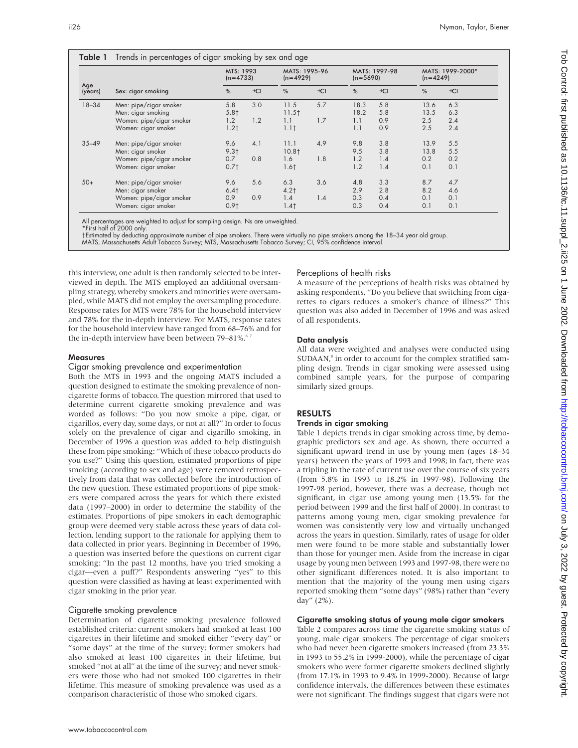**Table 1** Trends in percentages of cigar smoking by sex and age

| Age (years) | Sex: cigar smoking | MTS: 1993 (n=4733) % | ±CI | MATS: 1995-96 (n=4929) % | ±CI | MATS: 1997-98 (n=5690) % | ±CI | MATS: 1999-2000* (n=4249) % | ±CI |
|---|---|---|---|---|---|---|---|---|---|
| 18–34 | Men: pipe/cigar smoker | 5.8 | 3.0 | 11.5 | 5.7 | 18.3 | 5.8 | 13.6 | 6.3 |
| | Men: cigar smoking | 5.8† | | 11.5† | | 18.2 | 5.8 | 13.5 | 6.3 |
| | Women: pipe/cigar smoker | 1.2 | 1.2 | 1.1 | 1.7 | 1.1 | 0.9 | 2.5 | 2.4 |
| | Women: cigar smoker | 1.2† | | 1.1† | | 1.1 | 0.9 | 2.5 | 2.4 |
| 35–49 | Men: pipe/cigar smoker | 9.6 | 4.1 | 11.1 | 4.9 | 9.8 | 3.8 | 13.9 | 5.5 |
| | Men: cigar smoker | 9.3† | | 10.8† | | 9.5 | 3.8 | 13.8 | 5.5 |
| | Women: pipe/cigar smoker | 0.7 | 0.8 | 1.6 | 1.8 | 1.2 | 1.4 | 0.2 | 0.2 |
| | Women: cigar smoker | 0.7† | | 1.6† | | 1.2 | 1.4 | 0.1 | 0.1 |
| 50+ | Men: pipe/cigar smoker | 9.6 | 5.6 | 6.3 | 3.6 | 4.8 | 3.3 | 8.7 | 4.7 |
| | Men: cigar smoker | 6.4† | | 4.2† | | 2.9 | 2.8 | 8.2 | 4.6 |
| | Women: pipe/cigar smoker | 0.9 | 0.9 | 1.4 | 1.4 | 0.3 | 0.4 | 0.1 | 0.1 |
| | Women: cigar smoker | 0.9† | | 1.4† | | 0.3 | 0.4 | 0.1 | 0.1 |

All percentages are weighted to adjust for sampling design. Ns are unweighted.
*First half of 2000 only.
†Estimated by deducting approximate number of pipe smokers. There were virtually no pipe smokers among the 18–34 year old group.
MATS, Massachusetts Adult Tobacco Survey; MTS, Massachusetts Tobacco Survey; CI, 95% confidence interval.

this interview, one adult is then randomly selected to be interviewed in depth. The MTS employed an additional oversampling strategy, whereby smokers and minorities were oversampled, while MATS did not employ the oversampling procedure. Response rates for MTS were 78% for the household interview and 78% for the in-depth interview. For MATS, response rates for the household interview have ranged from 68–76% and for the in-depth interview have been between 79–81%.[6 7]

#### Measures

##### Cigar smoking prevalence and experimentation

Both the MTS in 1993 and the ongoing MATS included a question designed to estimate the smoking prevalence of non-cigarette forms of tobacco. The question mirrored that used to determine current cigarette smoking prevalence and was worded as follows: "Do you now smoke a pipe, cigar, or cigarillos, every day, some days, or not at all?" In order to focus solely on the prevalence of cigar and cigarillo smoking, in December of 1996 a question was added to help distinguish these from pipe smoking: "Which of these tobacco products do you use?" Using this question, estimated proportions of pipe smoking (according to sex and age) were removed retrospectively from data that was collected before the introduction of the new question. These estimated proportions of pipe smokers were compared across the years for which there existed data (1997–2000) in order to determine the stability of the estimates. Proportions of pipe smokers in each demographic group were deemed very stable across these years of data collection, lending support to the rationale for applying them to data collected in prior years. Beginning in December of 1996, a question was inserted before the questions on current cigar smoking: "In the past 12 months, have you tried smoking a cigar—even a puff?" Respondents answering "yes" to this question were classified as having at least experimented with cigar smoking in the prior year.

##### Cigarette smoking prevalence

Determination of cigarette smoking prevalence followed established criteria: current smokers had smoked at least 100 cigarettes in their lifetime and smoked either "every day" or "some days" at the time of the survey; former smokers had also smoked at least 100 cigarettes in their lifetime, but smoked "not at all" at the time of the survey; and never smokers were those who had not smoked 100 cigarettes in their lifetime. This measure of smoking prevalence was used as a comparison characteristic of those who smoked cigars.

##### Perceptions of health risks

A measure of the perceptions of health risks was obtained by asking respondents, "Do you believe that switching from cigarettes to cigars reduces a smoker's chance of illness?" This question was also added in December of 1996 and was asked of all respondents.

#### Data analysis

All data were weighted and analyses were conducted using SUDAAN,[8] in order to account for the complex stratified sampling design. Trends in cigar smoking were assessed using combined sample years, for the purpose of comparing similarly sized groups.

### RESULTS

#### Trends in cigar smoking

Table 1 depicts trends in cigar smoking across time, by demographic predictors sex and age. As shown, there occurred a significant upward trend in use by young men (ages 18–34 years) between the years of 1993 and 1998; in fact, there was a tripling in the rate of current use over the course of six years (from 5.8% in 1993 to 18.2% in 1997-98). Following the 1997-98 period, however, there was a decrease, though not significant, in cigar use among young men (13.5% for the period between 1999 and the first half of 2000). In contrast to patterns among young men, cigar smoking prevalence for women was consistently very low and virtually unchanged across the years in question. Similarly, rates of usage for older men were found to be more stable and substantially lower than those for younger men. Aside from the increase in cigar usage by young men between 1993 and 1997-98, there were no other significant differences noted. It is also important to mention that the majority of the young men using cigars reported smoking them "some days" (98%) rather than "every day" (2%).

#### Cigarette smoking status of young male cigar smokers

Table 2 compares across time the cigarette smoking status of young, male cigar smokers. The percentage of cigar smokers who had never been cigarette smokers increased (from 23.3% in 1993 to 55.2% in 1999-2000), while the percentage of cigar smokers who were former cigarette smokers declined slightly (from 17.1% in 1993 to 9.4% in 1999-2000). Because of large confidence intervals, the differences between these estimates were not significant. The findings suggest that cigars were not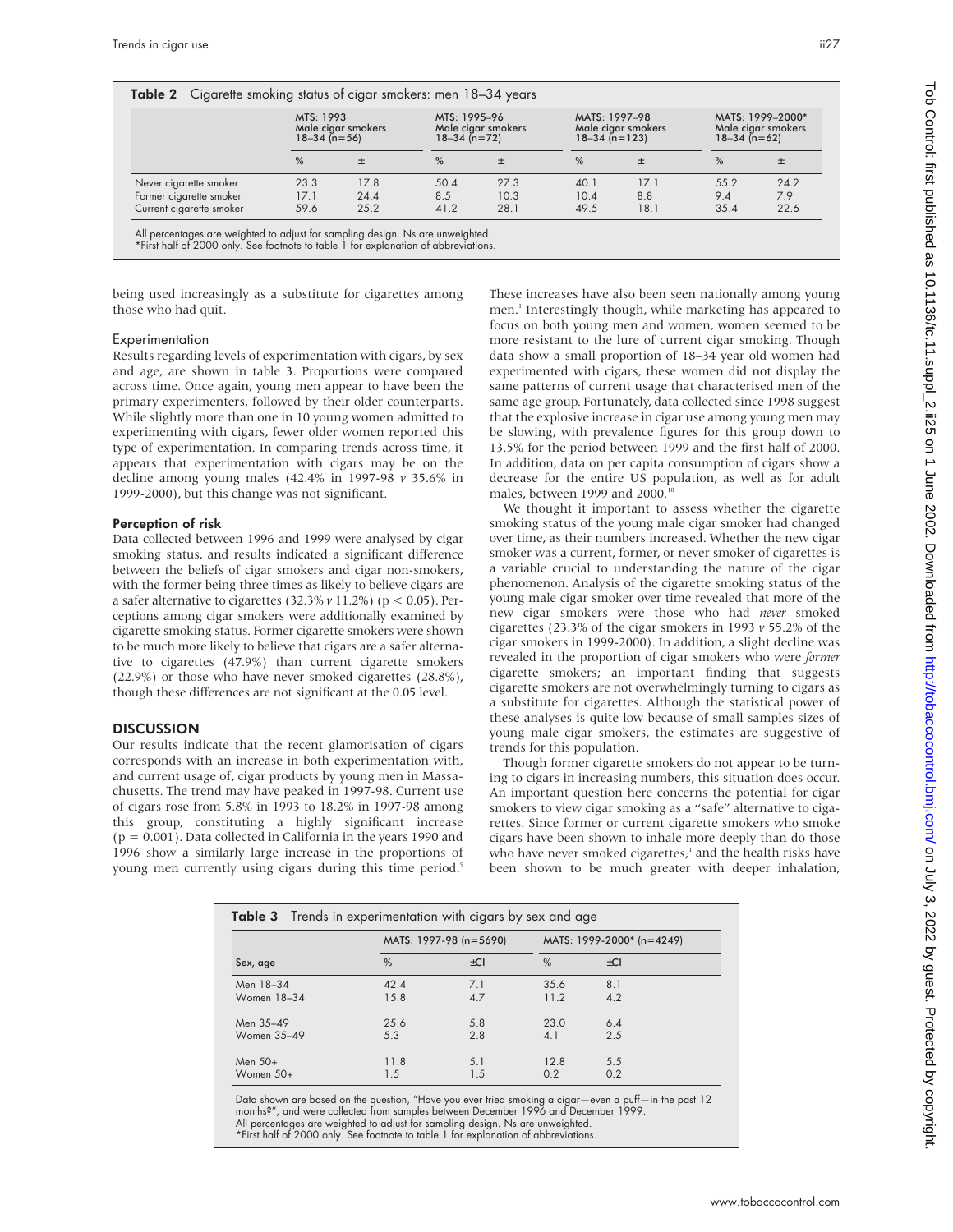**Table 2** Cigarette smoking status of cigar smokers: men 18–34 years

| | MTS: 1993 Male cigar smokers 18–34 (n=56) | | MTS: 1995–96 Male cigar smokers 18–34 (n=72) | | MATS: 1997–98 Male cigar smokers 18–34 (n=123) | | MATS: 1999–2000* Male cigar smokers 18–34 (n=62) | |
|---|---|---|---|---|---|---|---|---|
| | % | ± | % | ± | % | ± | % | ± |
| Never cigarette smoker | 23.3 | 17.8 | 50.4 | 27.3 | 40.1 | 17.1 | 55.2 | 24.2 |
| Former cigarette smoker | 17.1 | 24.4 | 8.5 | 10.3 | 10.4 | 8.8 | 9.4 | 7.9 |
| Current cigarette smoker | 59.6 | 25.2 | 41.2 | 28.1 | 49.5 | 18.1 | 35.4 | 22.6 |

All percentages are weighted to adjust for sampling design. Ns are unweighted.
*First half of 2000 only. See footnote to table 1 for explanation of abbreviations.

being used increasingly as a substitute for cigarettes among those who had quit.

### Experimentation

Results regarding levels of experimentation with cigars, by sex and age, are shown in table 3. Proportions were compared across time. Once again, young men appear to have been the primary experimenters, followed by their older counterparts. While slightly more than one in 10 young women admitted to experimenting with cigars, fewer older women reported this type of experimentation. In comparing trends across time, it appears that experimentation with cigars may be on the decline among young males (42.4% in 1997-98 *v* 35.6% in 1999-2000), but this change was not significant.

### Perception of risk

Data collected between 1996 and 1999 were analysed by cigar smoking status, and results indicated a significant difference between the beliefs of cigar smokers and cigar non-smokers, with the former being three times as likely to believe cigars are a safer alternative to cigarettes (32.3% *v* 11.2%) ($p < 0.05$). Perceptions among cigar smokers were additionally examined by cigarette smoking status. Former cigarette smokers were shown to be much more likely to believe that cigars are a safer alternative to cigarettes (47.9%) than current cigarette smokers (22.9%) or those who have never smoked cigarettes (28.8%), though these differences are not significant at the 0.05 level.

## DISCUSSION

Our results indicate that the recent glamorisation of cigars corresponds with an increase in both experimentation with, and current usage of, cigar products by young men in Massachusetts. The trend may have peaked in 1997-98. Current use of cigars rose from 5.8% in 1993 to 18.2% in 1997-98 among this group, constituting a highly significant increase ($p = 0.001$). Data collected in California in the years 1990 and 1996 show a similarly large increase in the proportions of young men currently using cigars during this time period.[9] These increases have also been seen nationally among young men.[1] Interestingly though, while marketing has appeared to focus on both young men and women, women seemed to be more resistant to the lure of current cigar smoking. Though data show a small proportion of 18–34 year old women had experimented with cigars, these women did not display the same patterns of current usage that characterised men of the same age group. Fortunately, data collected since 1998 suggest that the explosive increase in cigar use among young men may be slowing, with prevalence figures for this group down to 13.5% for the period between 1999 and the first half of 2000. In addition, data on per capita consumption of cigars show a decrease for the entire US population, as well as for adult males, between 1999 and 2000.[10]

We thought it important to assess whether the cigarette smoking status of the young male cigar smoker had changed over time, as their numbers increased. Whether the new cigar smoker was a current, former, or never smoker of cigarettes is a variable crucial to understanding the nature of the cigar phenomenon. Analysis of the cigarette smoking status of the young male cigar smoker over time revealed that more of the new cigar smokers were those who had *never* smoked cigarettes (23.3% of the cigar smokers in 1993 *v* 55.2% of the cigar smokers in 1999-2000). In addition, a slight decline was revealed in the proportion of cigar smokers who were *former* cigarette smokers; an important finding that suggests cigarette smokers are not overwhelmingly turning to cigars as a substitute for cigarettes. Although the statistical power of these analyses is quite low because of small samples sizes of young male cigar smokers, the estimates are suggestive of trends for this population.

Though former cigarette smokers do not appear to be turning to cigars in increasing numbers, this situation does occur. An important question here concerns the potential for cigar smokers to view cigar smoking as a "safe" alternative to cigarettes. Since former or current cigarette smokers who smoke cigars have been shown to inhale more deeply than do those who have never smoked cigarettes,[1] and the health risks have been shown to be much greater with deeper inhalation,

**Table 3** Trends in experimentation with cigars by sex and age

| | MATS: 1997-98 (n=5690) | | MATS: 1999-2000* (n=4249) | |
|---|---|---|---|---|
| Sex, age | % | ±CI | % | ±CI |
| Men 18–34 | 42.4 | 7.1 | 35.6 | 8.1 |
| Women 18–34 | 15.8 | 4.7 | 11.2 | 4.2 |
| Men 35–49 | 25.6 | 5.8 | 23.0 | 6.4 |
| Women 35–49 | 5.3 | 2.8 | 4.1 | 2.5 |
| Men 50+ | 11.8 | 5.1 | 12.8 | 5.5 |
| Women 50+ | 1.5 | 1.5 | 0.2 | 0.2 |

Data shown are based on the question, "Have you ever tried smoking a cigar—even a puff—in the past 12 months?", and were collected from samples between December 1996 and December 1999.
All percentages are weighted to adjust for sampling design. Ns are unweighted.
*First half of 2000 only. See footnote to table 1 for explanation of abbreviations.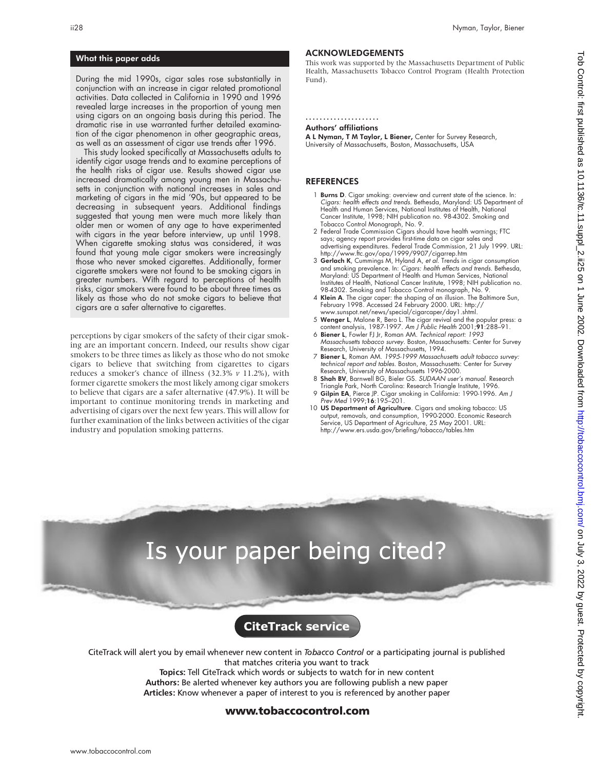## What this paper adds

During the mid 1990s, cigar sales rose substantially in conjunction with an increase in cigar related promotional activities. Data collected in California in 1990 and 1996 revealed large increases in the proportion of young men using cigars on an ongoing basis during this period. The dramatic rise in use warranted further detailed examination of the cigar phenomenon in other geographic areas, as well as an assessment of cigar use trends after 1996.

This study looked specifically at Massachusetts adults to identify cigar usage trends and to examine perceptions of the health risks of cigar use. Results showed cigar use increased dramatically among young men in Massachusetts in conjunction with national increases in sales and marketing of cigars in the mid '90s, but appeared to be decreasing in subsequent years. Additional findings suggested that young men were much more likely than older men or women of any age to have experimented with cigars in the year before interview, up until 1998. When cigarette smoking status was considered, it was found that young male cigar smokers were increasingly those who never smoked cigarettes. Additionally, former cigarette smokers were not found to be smoking cigars in greater numbers. With regard to perceptions of health risks, cigar smokers were found to be about three times as likely as those who do not smoke cigars to believe that cigars are a safer alternative to cigarettes.

perceptions by cigar smokers of the safety of their cigar smoking are an important concern. Indeed, our results show cigar smokers to be three times as likely as those who do not smoke cigars to believe that switching from cigarettes to cigars reduces a smoker's chance of illness (32.3% *v* 11.2%), with former cigarette smokers the most likely among cigar smokers to believe that cigars are a safer alternative (47.9%). It will be important to continue monitoring trends in marketing and advertising of cigars over the next few years. This will allow for further examination of the links between activities of the cigar industry and population smoking patterns.

## ACKNOWLEDGEMENTS

This work was supported by the Massachusetts Department of Public Health, Massachusetts Tobacco Control Program (Health Protection Fund).

### Authors' affiliations

**A L Nyman, T M Taylor, L Biener,** Center for Survey Research, University of Massachusetts, Boston, Massachusetts, USA

## REFERENCES

1. **Burns D**. Cigar smoking: overview and current state of the science. In: *Cigars: health effects and trends*. Bethesda, Maryland: US Department of Health and Human Services, National Institutes of Health, National Cancer Institute, 1998; NIH publication no. 98-4302. Smoking and Tobacco Control Monograph, No. 9.
2. Federal Trade Commission Cigars should have health warnings; FTC says; agency report provides first-time data on cigar sales and advertising expenditures. Federal Trade Commission, 21 July 1999. URL: http://www.ftc.gov/opa/1999/9907/cigarrep.htm
3. **Gerlach K**, Cummings M, Hyland A, *et al*. Trends in cigar consumption and smoking prevalence. In: *Cigars: health effects and trends*. Bethesda, Maryland: US Department of Health and Human Services, National Institutes of Health, National Cancer Institute, 1998; NIH publication no. 98-4302. Smoking and Tobacco Control monograph, No. 9.
4. **Klein A**. The cigar caper: the shaping of an illusion. The Baltimore Sun, February 1998. Accessed 24 February 2000. URL: http://www.sunspot.net/news/special/cigarcaper/day1.shtml.
5. **Wenger L**, Malone R, Bero L. The cigar revival and the popular press: a content analysis, 1987-1997. *Am J Public Health* 2001;**91**:288–91.
6. **Biener L**, Fowler FJ Jr, Roman AM. *Technical report: 1993 Massachusetts tobacco survey*. Boston, Massachusetts: Center for Survey Research, University of Massachusetts, 1994.
7. **Biener L**, Roman AM. *1995-1999 Massachusetts adult tobacco survey: technical report and tables*. Boston, Massachusetts: Center for Survey Research, University of Massachusetts 1996-2000.
8. **Shah BV**, Barnwell BG, Bieler GS. *SUDAAN user's manual*. Research Triangle Park, North Carolina: Research Triangle Institute, 1996.
9. **Gilpin EA**, Pierce JP. Cigar smoking in California: 1990-1996. *Am J Prev Med* 1999;**16**:195–201.
10. **US Department of Agriculture**. Cigars and smoking tobacco: US output, removals, and consumption, 1990-2000. Economic Research Service, US Department of Agriculture, 25 May 2001. URL: http://www.ers.usda.gov/briefing/tobacco/tables.htm

Is your paper being cited?

**CiteTrack service**

CiteTrack will alert you by email whenever new content in *Tobacco Control* or a participating journal is published that matches criteria you want to track

**Topics:** Tell CiteTrack which words or subjects to watch for in new content
**Authors:** Be alerted whenever key authors you are following publish a new paper
**Articles:** Know whenever a paper of interest to you is referenced by another paper

**www.tobaccocontrol.com**